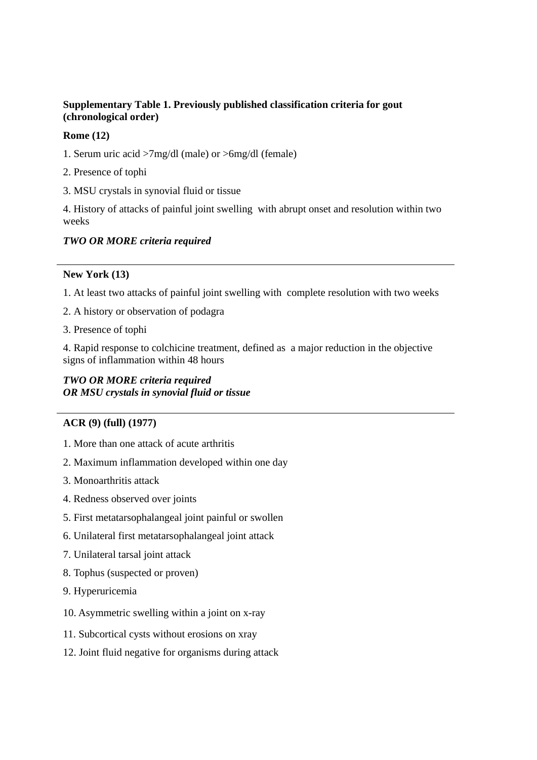**Supplementary Table 1. Previously published classification criteria for gout (chronological order)**

**Rome (12)**

1. Serum uric acid >7mg/dl (male) or >6mg/dl (female)
2. Presence of tophi
3. MSU crystals in synovial fluid or tissue
4. History of attacks of painful joint swelling with abrupt onset and resolution within two weeks

***TWO OR MORE criteria required***

---

**New York (13)**

1. At least two attacks of painful joint swelling with complete resolution with two weeks
2. A history or observation of podagra
3. Presence of tophi
4. Rapid response to colchicine treatment, defined as a major reduction in the objective signs of inflammation within 48 hours

***TWO OR MORE criteria required***
***OR MSU crystals in synovial fluid or tissue***

---

**ACR (9) (full) (1977)**

1. More than one attack of acute arthritis
2. Maximum inflammation developed within one day
3. Monoarthritis attack
4. Redness observed over joints
5. First metatarsophalangeal joint painful or swollen
6. Unilateral first metatarsophalangeal joint attack
7. Unilateral tarsal joint attack
8. Tophus (suspected or proven)
9. Hyperuricemia
10. Asymmetric swelling within a joint on x-ray
11. Subcortical cysts without erosions on xray
12. Joint fluid negative for organisms during attack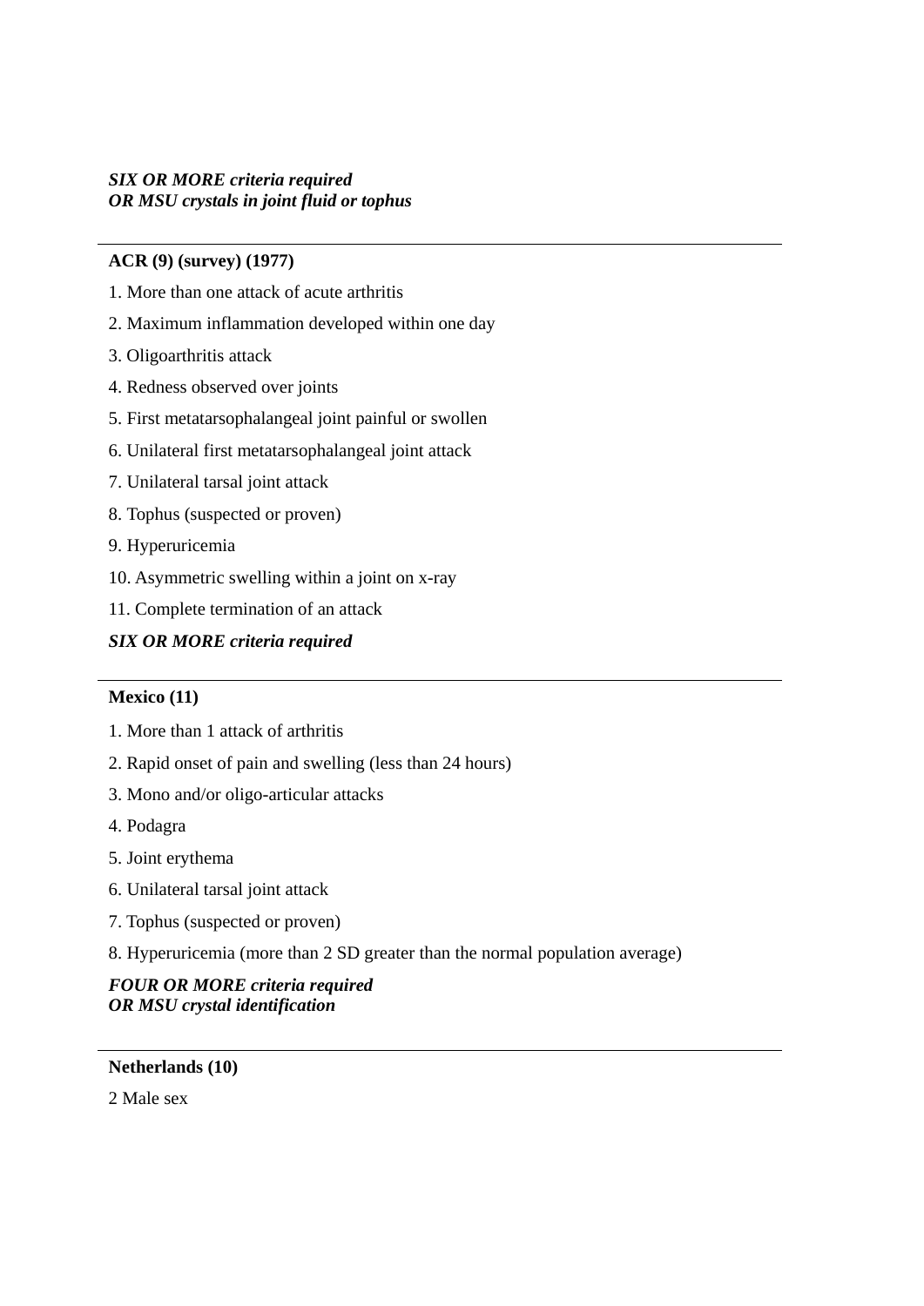***SIX OR MORE criteria required***
***OR MSU crystals in joint fluid or tophus***

---

**ACR (9) (survey) (1977)**

1. More than one attack of acute arthritis
2. Maximum inflammation developed within one day
3. Oligoarthritis attack
4. Redness observed over joints
5. First metatarsophalangeal joint painful or swollen
6. Unilateral first metatarsophalangeal joint attack
7. Unilateral tarsal joint attack
8. Tophus (suspected or proven)
9. Hyperuricemia
10. Asymmetric swelling within a joint on x-ray
11. Complete termination of an attack

***SIX OR MORE criteria required***

---

**Mexico (11)**

1. More than 1 attack of arthritis
2. Rapid onset of pain and swelling (less than 24 hours)
3. Mono and/or oligo-articular attacks
4. Podagra
5. Joint erythema
6. Unilateral tarsal joint attack
7. Tophus (suspected or proven)
8. Hyperuricemia (more than 2 SD greater than the normal population average)

***FOUR OR MORE criteria required***
***OR MSU crystal identification***

---

**Netherlands (10)**

2 Male sex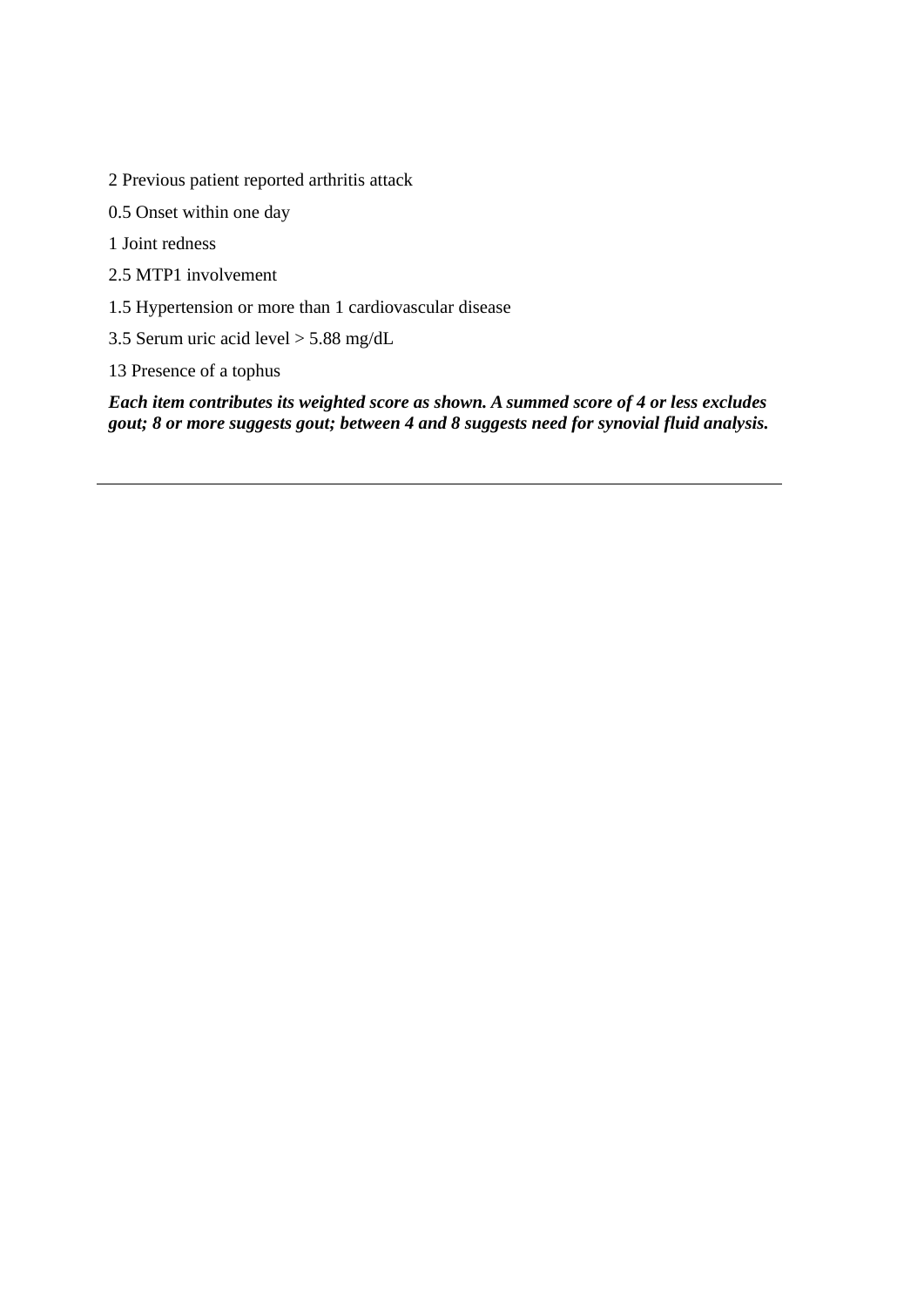2 Previous patient reported arthritis attack

0.5 Onset within one day

1 Joint redness

2.5 MTP1 involvement

1.5 Hypertension or more than 1 cardiovascular disease

3.5 Serum uric acid level > 5.88 mg/dL

13 Presence of a tophus

***Each item contributes its weighted score as shown. A summed score of 4 or less excludes gout; 8 or more suggests gout; between 4 and 8 suggests need for synovial fluid analysis.***

---